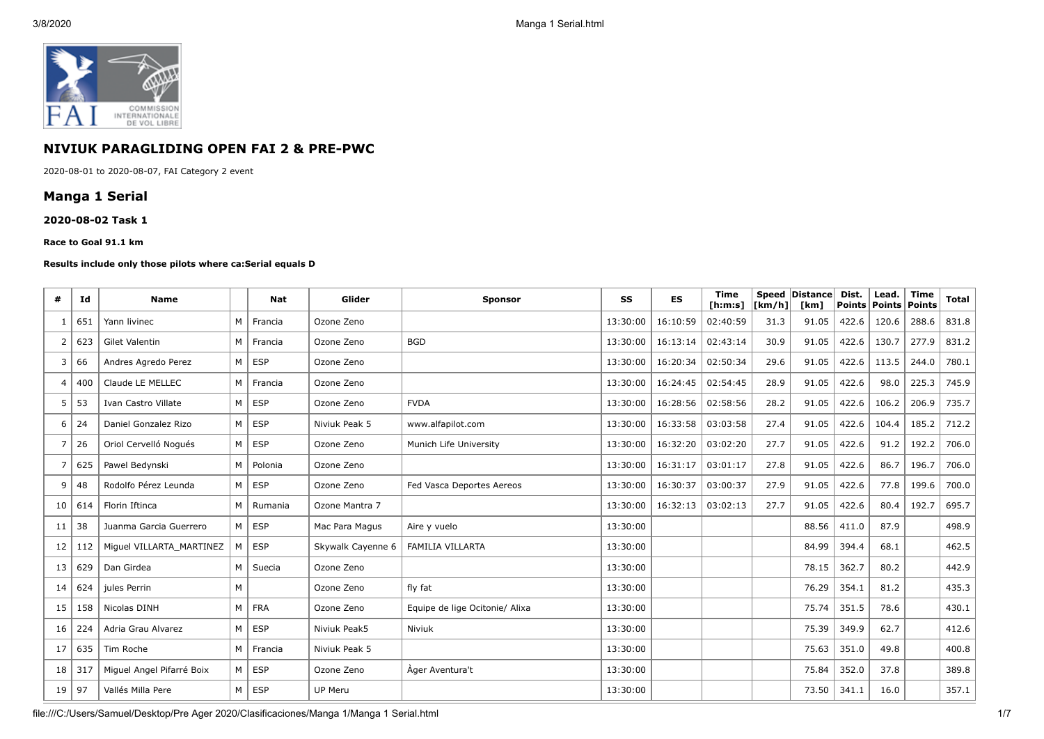# NIVIUK PARAGLIDING OPEN FAI 2 & PRE-PWC

2020-08-01 to 2020-08-07, FAI Category 2 event

## Manga 1 Serial

### 2020-08-02 Task 1

#### Race to Goal 91.1 km

**Results include only those pilots where ca:Serial equals D**

| # | Id | Name | | Nat | Glider | Sponsor | SS | ES | Time [h:m:s] | Speed [km/h] | Distance [km] | Dist. Points | Lead. Points | Time Points | Total |
|---|---|---|---|---|---|---|---|---|---|---|---|---|---|---|---|
| 1 | 651 | Yann livinec | M | Francia | Ozone Zeno | | 13:30:00 | 16:10:59 | 02:40:59 | 31.3 | 91.05 | 422.6 | 120.6 | 288.6 | 831.8 |
| 2 | 623 | Gilet Valentin | M | Francia | Ozone Zeno | BGD | 13:30:00 | 16:13:14 | 02:43:14 | 30.9 | 91.05 | 422.6 | 130.7 | 277.9 | 831.2 |
| 3 | 66 | Andres Agredo Perez | M | ESP | Ozone Zeno | | 13:30:00 | 16:20:34 | 02:50:34 | 29.6 | 91.05 | 422.6 | 113.5 | 244.0 | 780.1 |
| 4 | 400 | Claude LE MELLEC | M | Francia | Ozone Zeno | | 13:30:00 | 16:24:45 | 02:54:45 | 28.9 | 91.05 | 422.6 | 98.0 | 225.3 | 745.9 |
| 5 | 53 | Ivan Castro Villate | M | ESP | Ozone Zeno | FVDA | 13:30:00 | 16:28:56 | 02:58:56 | 28.2 | 91.05 | 422.6 | 106.2 | 206.9 | 735.7 |
| 6 | 24 | Daniel Gonzalez Rizo | M | ESP | Niviuk Peak 5 | www.alfapilot.com | 13:30:00 | 16:33:58 | 03:03:58 | 27.4 | 91.05 | 422.6 | 104.4 | 185.2 | 712.2 |
| 7 | 26 | Oriol Cervelló Nogués | M | ESP | Ozone Zeno | Munich Life University | 13:30:00 | 16:32:20 | 03:02:20 | 27.7 | 91.05 | 422.6 | 91.2 | 192.2 | 706.0 |
| 7 | 625 | Pawel Bedynski | M | Polonia | Ozone Zeno | | 13:30:00 | 16:31:17 | 03:01:17 | 27.8 | 91.05 | 422.6 | 86.7 | 196.7 | 706.0 |
| 9 | 48 | Rodolfo Pérez Leunda | M | ESP | Ozone Zeno | Fed Vasca Deportes Aereos | 13:30:00 | 16:30:37 | 03:00:37 | 27.9 | 91.05 | 422.6 | 77.8 | 199.6 | 700.0 |
| 10 | 614 | Florin Iftinca | M | Rumania | Ozone Mantra 7 | | 13:30:00 | 16:32:13 | 03:02:13 | 27.7 | 91.05 | 422.6 | 80.4 | 192.7 | 695.7 |
| 11 | 38 | Juanma Garcia Guerrero | M | ESP | Mac Para Magus | Aire y vuelo | 13:30:00 | | | | 88.56 | 411.0 | 87.9 | | 498.9 |
| 12 | 112 | Miguel VILLARTA_MARTINEZ | M | ESP | Skywalk Cayenne 6 | FAMILIA VILLARTA | 13:30:00 | | | | 84.99 | 394.4 | 68.1 | | 462.5 |
| 13 | 629 | Dan Girdea | M | Suecia | Ozone Zeno | | 13:30:00 | | | | 78.15 | 362.7 | 80.2 | | 442.9 |
| 14 | 624 | jules Perrin | M | | Ozone Zeno | fly fat | 13:30:00 | | | | 76.29 | 354.1 | 81.2 | | 435.3 |
| 15 | 158 | Nicolas DINH | M | FRA | Ozone Zeno | Equipe de lige Ocitonie/ Alixa | 13:30:00 | | | | 75.74 | 351.5 | 78.6 | | 430.1 |
| 16 | 224 | Adria Grau Alvarez | M | ESP | Niviuk Peak5 | Niviuk | 13:30:00 | | | | 75.39 | 349.9 | 62.7 | | 412.6 |
| 17 | 635 | Tim Roche | M | Francia | Niviuk Peak 5 | | 13:30:00 | | | | 75.63 | 351.0 | 49.8 | | 400.8 |
| 18 | 317 | Miguel Angel Pifarré Boix | M | ESP | Ozone Zeno | Àger Aventura't | 13:30:00 | | | | 75.84 | 352.0 | 37.8 | | 389.8 |
| 19 | 97 | Vallés Milla Pere | M | ESP | UP Meru | | 13:30:00 | | | | 73.50 | 341.1 | 16.0 | | 357.1 |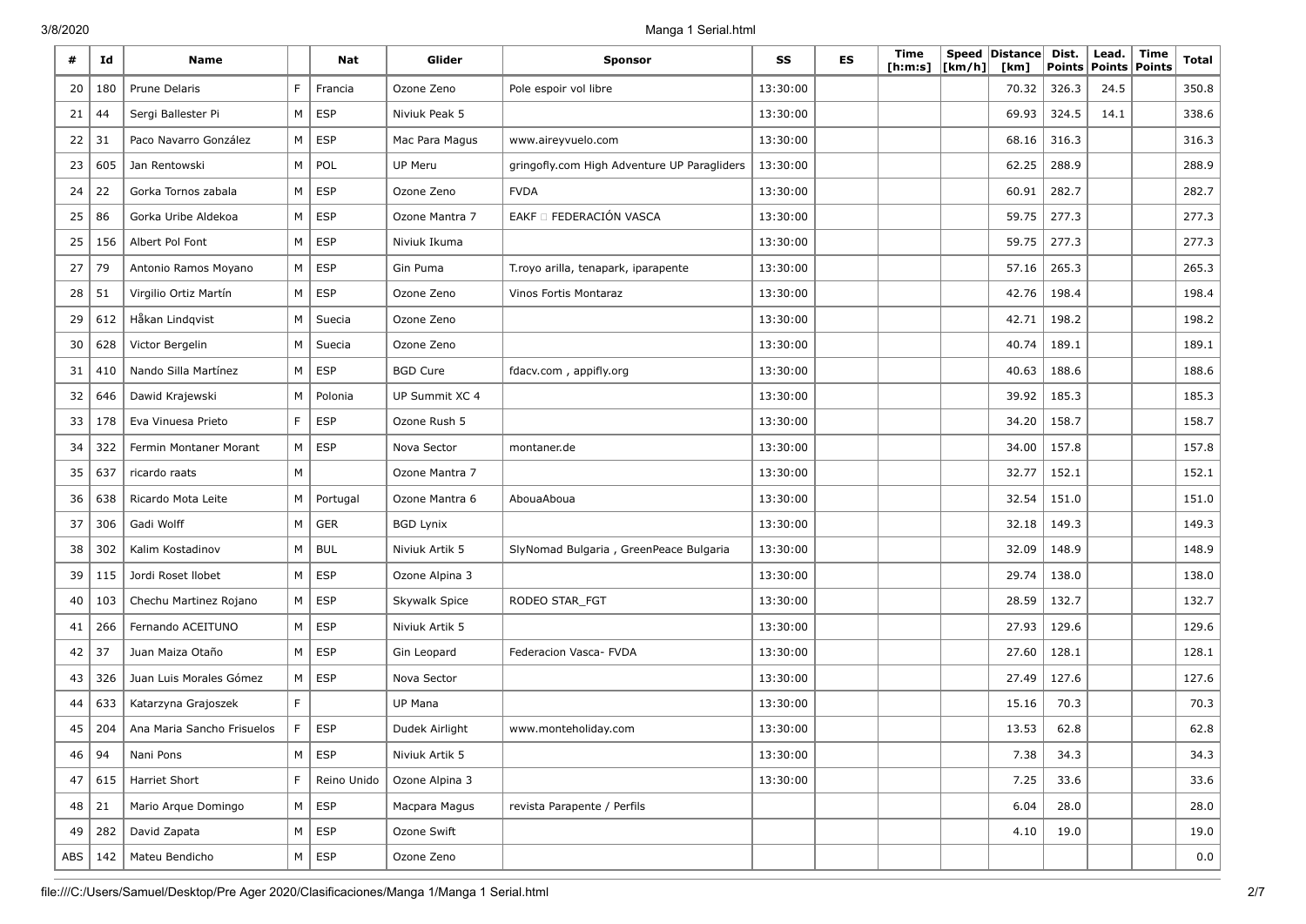| # | Id | Name | | Nat | Glider | Sponsor | SS | ES | Time [h:m:s] | Speed [km/h] | Distance [km] | Dist. Points | Lead. Points | Time Points | Total |
|---|---|---|---|---|---|---|---|---|---|---|---|---|---|---|---|
| 20 | 180 | Prune Delaris | F | Francia | Ozone Zeno | Pole espoir vol libre | 13:30:00 | | | | 70.32 | 326.3 | 24.5 | | 350.8 |
| 21 | 44 | Sergi Ballester Pi | M | ESP | Niviuk Peak 5 | | 13:30:00 | | | | 69.93 | 324.5 | 14.1 | | 338.6 |
| 22 | 31 | Paco Navarro González | M | ESP | Mac Para Magus | www.aireyvuelo.com | 13:30:00 | | | | 68.16 | 316.3 | | | 316.3 |
| 23 | 605 | Jan Rentowski | M | POL | UP Meru | gringofly.com High Adventure UP Paragliders | 13:30:00 | | | | 62.25 | 288.9 | | | 288.9 |
| 24 | 22 | Gorka Tornos zabala | M | ESP | Ozone Zeno | FVDA | 13:30:00 | | | | 60.91 | 282.7 | | | 282.7 |
| 25 | 86 | Gorka Uribe Aldekoa | M | ESP | Ozone Mantra 7 | EAKF  FEDERACIÓN VASCA | 13:30:00 | | | | 59.75 | 277.3 | | | 277.3 |
| 25 | 156 | Albert Pol Font | M | ESP | Niviuk Ikuma | | 13:30:00 | | | | 59.75 | 277.3 | | | 277.3 |
| 27 | 79 | Antonio Ramos Moyano | M | ESP | Gin Puma | T.royo arilla, tenapark, iparapente | 13:30:00 | | | | 57.16 | 265.3 | | | 265.3 |
| 28 | 51 | Virgilio Ortiz Martín | M | ESP | Ozone Zeno | Vinos Fortis Montaraz | 13:30:00 | | | | 42.76 | 198.4 | | | 198.4 |
| 29 | 612 | Håkan Lindqvist | M | Suecia | Ozone Zeno | | 13:30:00 | | | | 42.71 | 198.2 | | | 198.2 |
| 30 | 628 | Victor Bergelin | M | Suecia | Ozone Zeno | | 13:30:00 | | | | 40.74 | 189.1 | | | 189.1 |
| 31 | 410 | Nando Silla Martínez | M | ESP | BGD Cure | fdacv.com , appifly.org | 13:30:00 | | | | 40.63 | 188.6 | | | 188.6 |
| 32 | 646 | Dawid Krajewski | M | Polonia | UP Summit XC 4 | | 13:30:00 | | | | 39.92 | 185.3 | | | 185.3 |
| 33 | 178 | Eva Vinuesa Prieto | F | ESP | Ozone Rush 5 | | 13:30:00 | | | | 34.20 | 158.7 | | | 158.7 |
| 34 | 322 | Fermin Montaner Morant | M | ESP | Nova Sector | montaner.de | 13:30:00 | | | | 34.00 | 157.8 | | | 157.8 |
| 35 | 637 | ricardo raats | M | | Ozone Mantra 7 | | 13:30:00 | | | | 32.77 | 152.1 | | | 152.1 |
| 36 | 638 | Ricardo Mota Leite | M | Portugal | Ozone Mantra 6 | AbouaAboua | 13:30:00 | | | | 32.54 | 151.0 | | | 151.0 |
| 37 | 306 | Gadi Wolff | M | GER | BGD Lynix | | 13:30:00 | | | | 32.18 | 149.3 | | | 149.3 |
| 38 | 302 | Kalim Kostadinov | M | BUL | Niviuk Artik 5 | SlyNomad Bulgaria , GreenPeace Bulgaria | 13:30:00 | | | | 32.09 | 148.9 | | | 148.9 |
| 39 | 115 | Jordi Roset llobet | M | ESP | Ozone Alpina 3 | | 13:30:00 | | | | 29.74 | 138.0 | | | 138.0 |
| 40 | 103 | Chechu Martinez Rojano | M | ESP | Skywalk Spice | RODEO STAR_FGT | 13:30:00 | | | | 28.59 | 132.7 | | | 132.7 |
| 41 | 266 | Fernando ACEITUNO | M | ESP | Niviuk Artik 5 | | 13:30:00 | | | | 27.93 | 129.6 | | | 129.6 |
| 42 | 37 | Juan Maiza Otaño | M | ESP | Gin Leopard | Federacion Vasca- FVDA | 13:30:00 | | | | 27.60 | 128.1 | | | 128.1 |
| 43 | 326 | Juan Luis Morales Gómez | M | ESP | Nova Sector | | 13:30:00 | | | | 27.49 | 127.6 | | | 127.6 |
| 44 | 633 | Katarzyna Grajoszek | F | | UP Mana | | 13:30:00 | | | | 15.16 | 70.3 | | | 70.3 |
| 45 | 204 | Ana Maria Sancho Frisuelos | F | ESP | Dudek Airlight | www.monteholiday.com | 13:30:00 | | | | 13.53 | 62.8 | | | 62.8 |
| 46 | 94 | Nani Pons | M | ESP | Niviuk Artik 5 | | 13:30:00 | | | | 7.38 | 34.3 | | | 34.3 |
| 47 | 615 | Harriet Short | F | Reino Unido | Ozone Alpina 3 | | 13:30:00 | | | | 7.25 | 33.6 | | | 33.6 |
| 48 | 21 | Mario Arque Domingo | M | ESP | Macpara Magus | revista Parapente / Perfils | | | | | 6.04 | 28.0 | | | 28.0 |
| 49 | 282 | David Zapata | M | ESP | Ozone Swift | | | | | | 4.10 | 19.0 | | | 19.0 |
| ABS | 142 | Mateu Bendicho | M | ESP | Ozone Zeno | | | | | | | | | | 0.0 |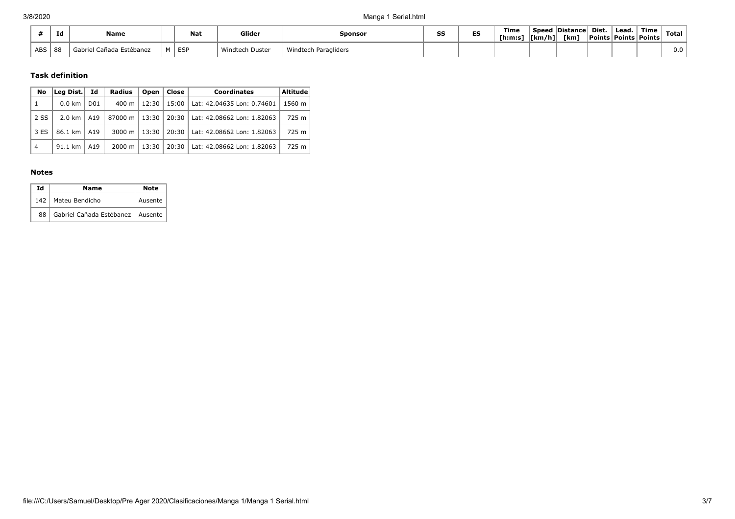| # | Id | Name | | Nat | Glider | Sponsor | SS | ES | Time [h:m:s] | Speed [km/h] | Distance [km] | Dist. Points | Lead. Points | Time Points | Total |
|---|---|---|---|---|---|---|---|---|---|---|---|---|---|---|---|
| ABS | 88 | Gabriel Cañada Estébanez | M | ESP | Windtech Duster | Windtech Paragliders | | | | | | | | | 0.0 |

### Task definition

| No | Leg Dist. | Id | Radius | Open | Close | Coordinates | Altitude |
|---|---|---|---|---|---|---|---|
| 1 | 0.0 km | D01 | 400 m | 12:30 | 15:00 | Lat: 42.04635 Lon: 0.74601 | 1560 m |
| 2 SS | 2.0 km | A19 | 87000 m | 13:30 | 20:30 | Lat: 42.08662 Lon: 1.82063 | 725 m |
| 3 ES | 86.1 km | A19 | 3000 m | 13:30 | 20:30 | Lat: 42.08662 Lon: 1.82063 | 725 m |
| 4 | 91.1 km | A19 | 2000 m | 13:30 | 20:30 | Lat: 42.08662 Lon: 1.82063 | 725 m |

### Notes

| Id | Name | Note |
|---|---|---|
| 142 | Mateu Bendicho | Ausente |
| 88 | Gabriel Cañada Estébanez | Ausente |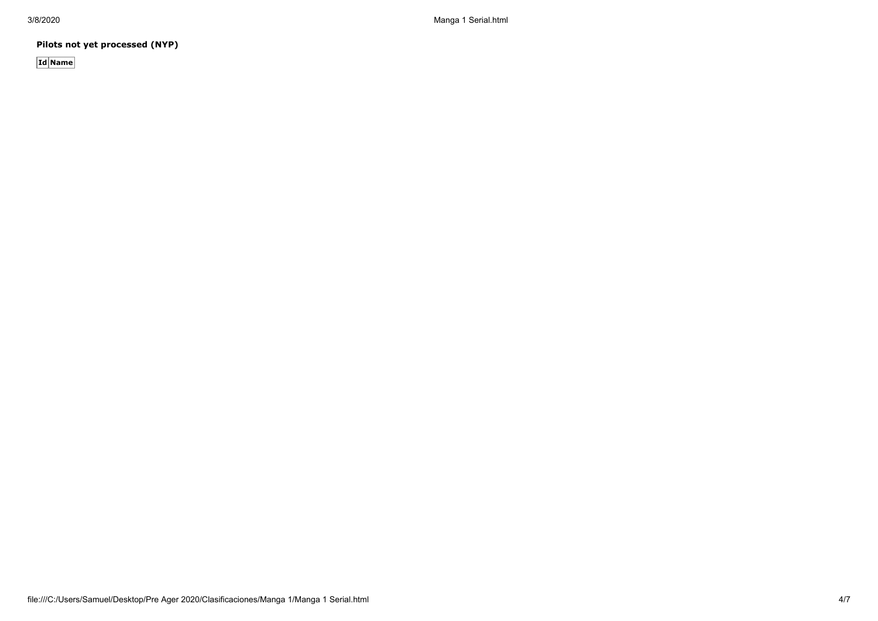**Pilots not yet processed (NYP)**

| Id | Name |
|---|---|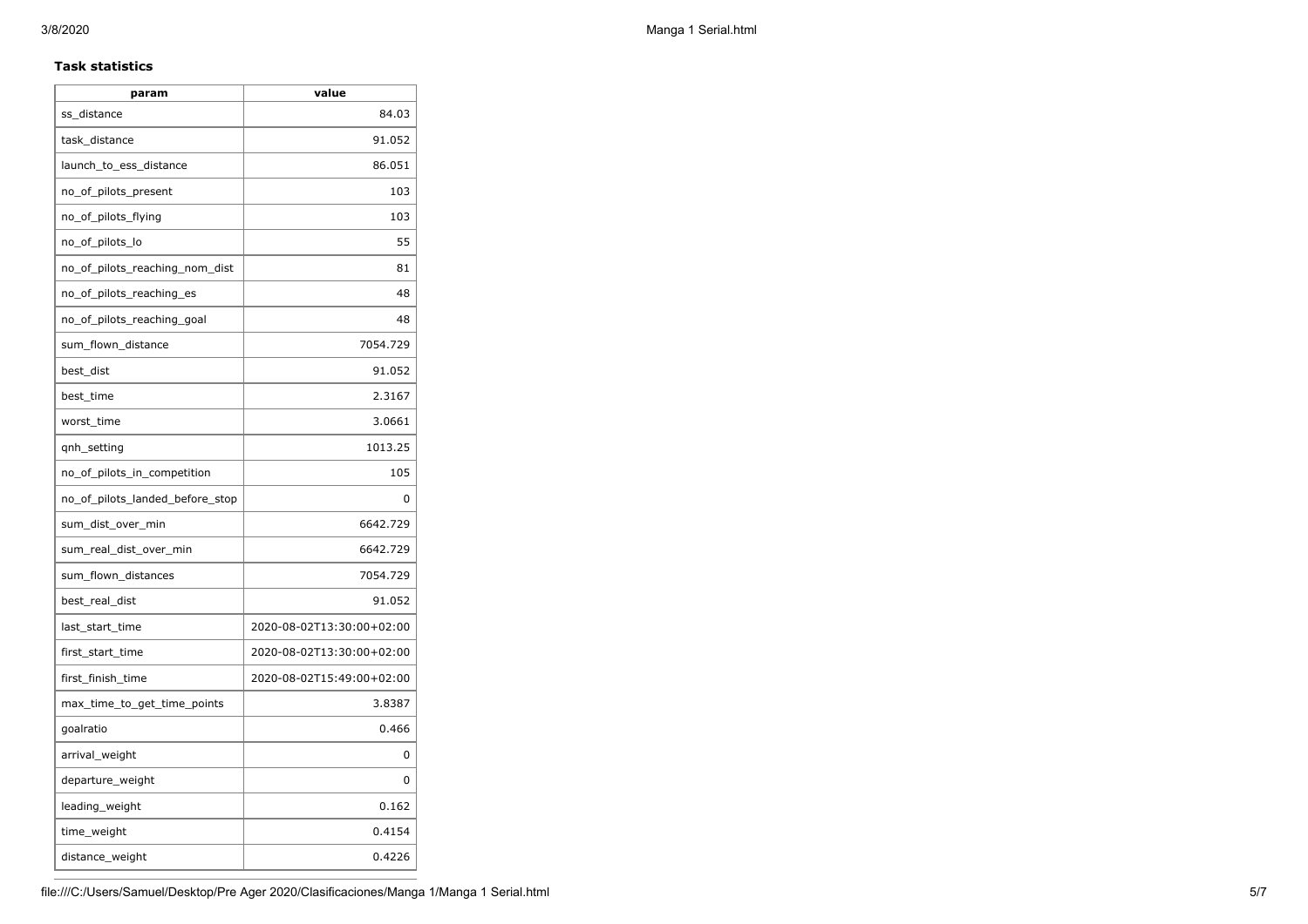**Task statistics**

| param | value |
| --- | --- |
| ss_distance | 84.03 |
| task_distance | 91.052 |
| launch_to_ess_distance | 86.051 |
| no_of_pilots_present | 103 |
| no_of_pilots_flying | 103 |
| no_of_pilots_lo | 55 |
| no_of_pilots_reaching_nom_dist | 81 |
| no_of_pilots_reaching_es | 48 |
| no_of_pilots_reaching_goal | 48 |
| sum_flown_distance | 7054.729 |
| best_dist | 91.052 |
| best_time | 2.3167 |
| worst_time | 3.0661 |
| qnh_setting | 1013.25 |
| no_of_pilots_in_competition | 105 |
| no_of_pilots_landed_before_stop | 0 |
| sum_dist_over_min | 6642.729 |
| sum_real_dist_over_min | 6642.729 |
| sum_flown_distances | 7054.729 |
| best_real_dist | 91.052 |
| last_start_time | 2020-08-02T13:30:00+02:00 |
| first_start_time | 2020-08-02T13:30:00+02:00 |
| first_finish_time | 2020-08-02T15:49:00+02:00 |
| max_time_to_get_time_points | 3.8387 |
| goalratio | 0.466 |
| arrival_weight | 0 |
| departure_weight | 0 |
| leading_weight | 0.162 |
| time_weight | 0.4154 |
| distance_weight | 0.4226 |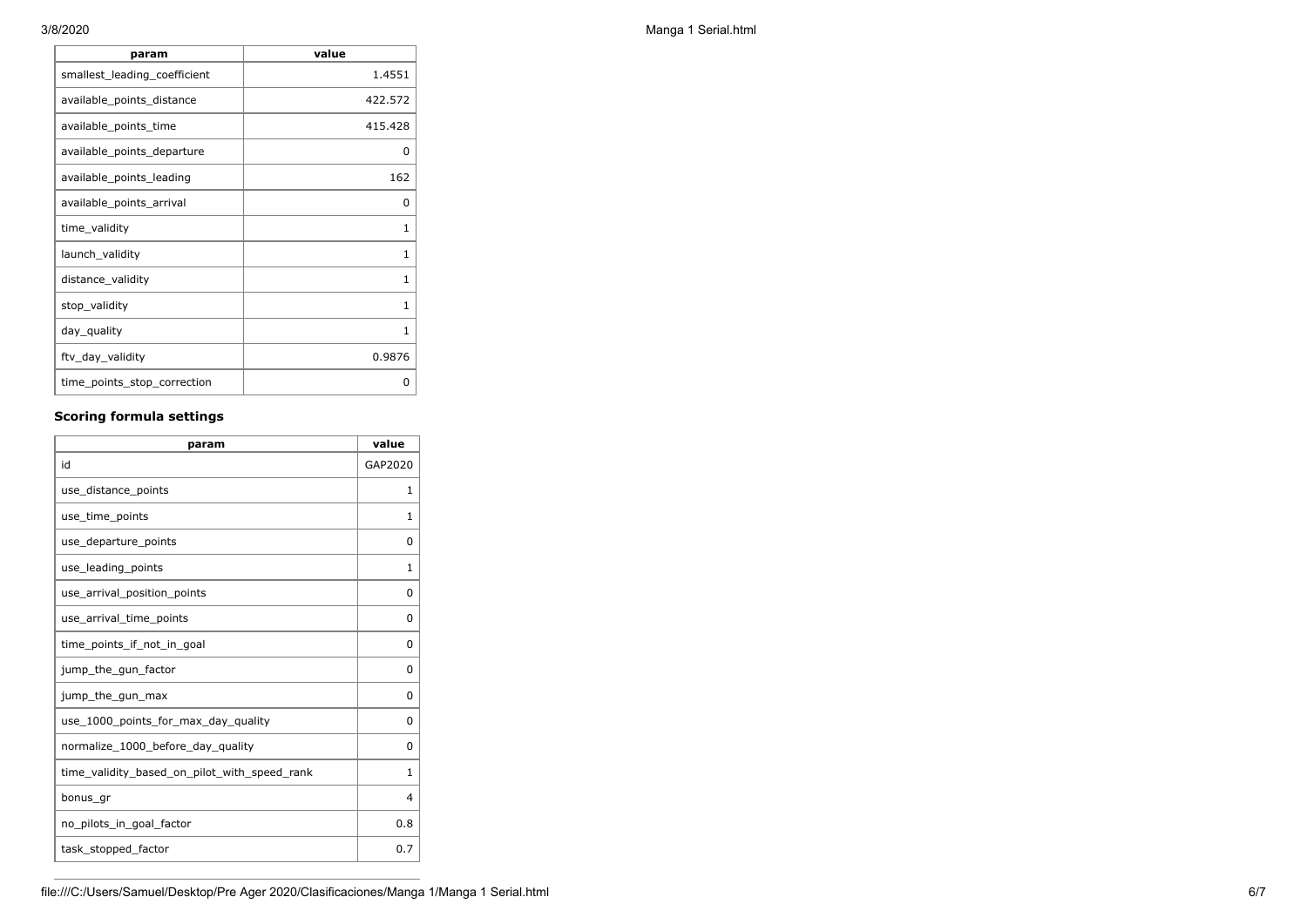| param | value |
| --- | --- |
| smallest_leading_coefficient | 1.4551 |
| available_points_distance | 422.572 |
| available_points_time | 415.428 |
| available_points_departure | 0 |
| available_points_leading | 162 |
| available_points_arrival | 0 |
| time_validity | 1 |
| launch_validity | 1 |
| distance_validity | 1 |
| stop_validity | 1 |
| day_quality | 1 |
| ftv_day_validity | 0.9876 |
| time_points_stop_correction | 0 |

### Scoring formula settings

| param | value |
| --- | --- |
| id | GAP2020 |
| use_distance_points | 1 |
| use_time_points | 1 |
| use_departure_points | 0 |
| use_leading_points | 1 |
| use_arrival_position_points | 0 |
| use_arrival_time_points | 0 |
| time_points_if_not_in_goal | 0 |
| jump_the_gun_factor | 0 |
| jump_the_gun_max | 0 |
| use_1000_points_for_max_day_quality | 0 |
| normalize_1000_before_day_quality | 0 |
| time_validity_based_on_pilot_with_speed_rank | 1 |
| bonus_gr | 4 |
| no_pilots_in_goal_factor | 0.8 |
| task_stopped_factor | 0.7 |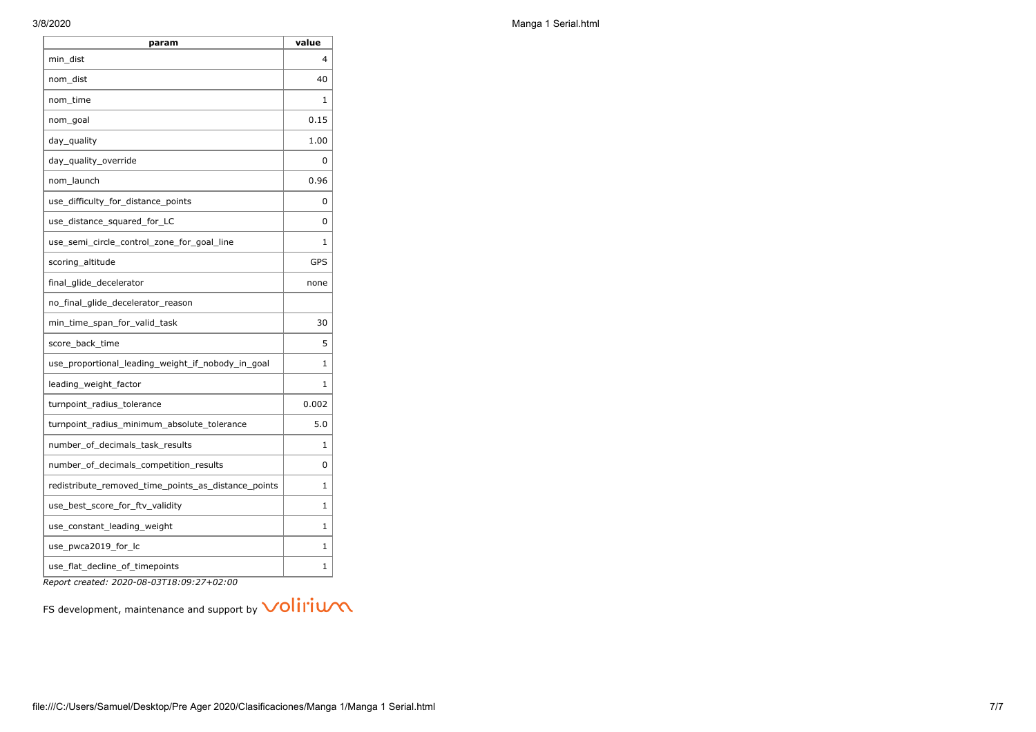| param | value |
|---|---|
| min_dist | 4 |
| nom_dist | 40 |
| nom_time | 1 |
| nom_goal | 0.15 |
| day_quality | 1.00 |
| day_quality_override | 0 |
| nom_launch | 0.96 |
| use_difficulty_for_distance_points | 0 |
| use_distance_squared_for_LC | 0 |
| use_semi_circle_control_zone_for_goal_line | 1 |
| scoring_altitude | GPS |
| final_glide_decelerator | none |
| no_final_glide_decelerator_reason | |
| min_time_span_for_valid_task | 30 |
| score_back_time | 5 |
| use_proportional_leading_weight_if_nobody_in_goal | 1 |
| leading_weight_factor | 1 |
| turnpoint_radius_tolerance | 0.002 |
| turnpoint_radius_minimum_absolute_tolerance | 5.0 |
| number_of_decimals_task_results | 1 |
| number_of_decimals_competition_results | 0 |
| redistribute_removed_time_points_as_distance_points | 1 |
| use_best_score_for_ftv_validity | 1 |
| use_constant_leading_weight | 1 |
| use_pwca2019_for_lc | 1 |
| use_flat_decline_of_timepoints | 1 |

*Report created: 2020-08-03T18:09:27+02:00*

FS development, maintenance and support by volirium